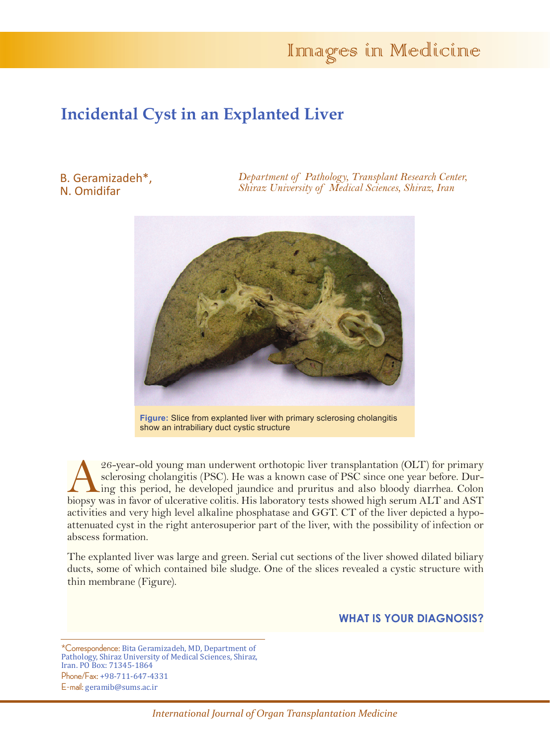# Incidental Cyst in an Explanted Liver

B. Geramizadeh*, N. Omidifar

*Department of Pathology, Transplant Research Center, Shiraz University of Medical Sciences, Shiraz, Iran*

**Figure:** Slice from explanted liver with primary sclerosing cholangitis show an intrabiliary duct cystic structure

A 26-year-old young man underwent orthotopic liver transplantation (OLT) for primary sclerosing cholangitis (PSC). He was a known case of PSC since one year before. During this period, he developed jaundice and pruritus and also bloody diarrhea. Colon biopsy was in favor of ulcerative colitis. His laboratory tests showed high serum ALT and AST activities and very high level alkaline phosphatase and GGT. CT of the liver depicted a hypo-attenuated cyst in the right anterosuperior part of the liver, with the possibility of infection or abscess formation.

The explanted liver was large and green. Serial cut sections of the liver showed dilated biliary ducts, some of which contained bile sludge. One of the slices revealed a cystic structure with thin membrane (Figure).

**WHAT IS YOUR DIAGNOSIS?**

*Correspondence: Bita Geramizadeh, MD, Department of Pathology, Shiraz University of Medical Sciences, Shiraz, Iran. PO Box: 71345-1864

Phone/Fax: +98-711-647-4331

E-mail: geramib@sums.ac.ir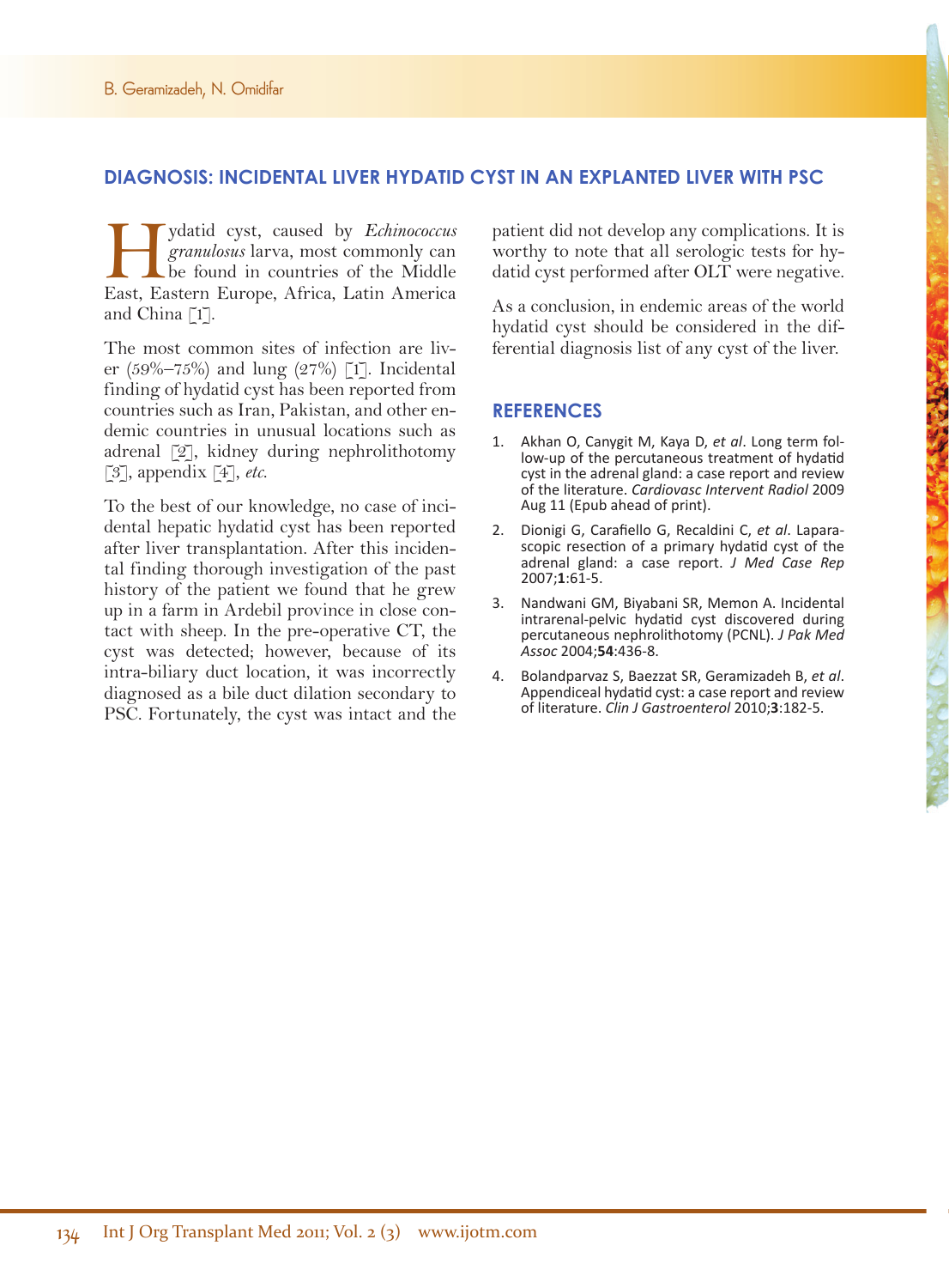## DIAGNOSIS: INCIDENTAL LIVER HYDATID CYST IN AN EXPLANTED LIVER WITH PSC

Hydatid cyst, caused by *Echinococcus granulosus* larva, most commonly can be found in countries of the Middle East, Eastern Europe, Africa, Latin America and China [1].

The most common sites of infection are liver (59%–75%) and lung (27%) [1]. Incidental finding of hydatid cyst has been reported from countries such as Iran, Pakistan, and other endemic countries in unusual locations such as adrenal [2], kidney during nephrolithotomy [3], appendix [4], *etc*.

To the best of our knowledge, no case of incidental hepatic hydatid cyst has been reported after liver transplantation. After this incidental finding thorough investigation of the past history of the patient we found that he grew up in a farm in Ardebil province in close contact with sheep. In the pre-operative CT, the cyst was detected; however, because of its intra-biliary duct location, it was incorrectly diagnosed as a bile duct dilation secondary to PSC. Fortunately, the cyst was intact and the patient did not develop any complications. It is worthy to note that all serologic tests for hydatid cyst performed after OLT were negative.

As a conclusion, in endemic areas of the world hydatid cyst should be considered in the differential diagnosis list of any cyst of the liver.

## REFERENCES

1. Akhan O, Canygit M, Kaya D, *et al*. Long term follow-up of the percutaneous treatment of hydatid cyst in the adrenal gland: a case report and review of the literature. *Cardiovasc Intervent Radiol* 2009 Aug 11 (Epub ahead of print).
2. Dionigi G, Carafiello G, Recaldini C, *et al*. Laparascopic resection of a primary hydatid cyst of the adrenal gland: a case report. *J Med Case Rep* 2007;**1**:61-5.
3. Nandwani GM, Biyabani SR, Memon A. Incidental intrarenal-pelvic hydatid cyst discovered during percutaneous nephrolithotomy (PCNL). *J Pak Med Assoc* 2004;**54**:436-8.
4. Bolandparvaz S, Baezzat SR, Geramizadeh B, *et al*. Appendiceal hydatid cyst: a case report and review of literature. *Clin J Gastroenterol* 2010;**3**:182-5.